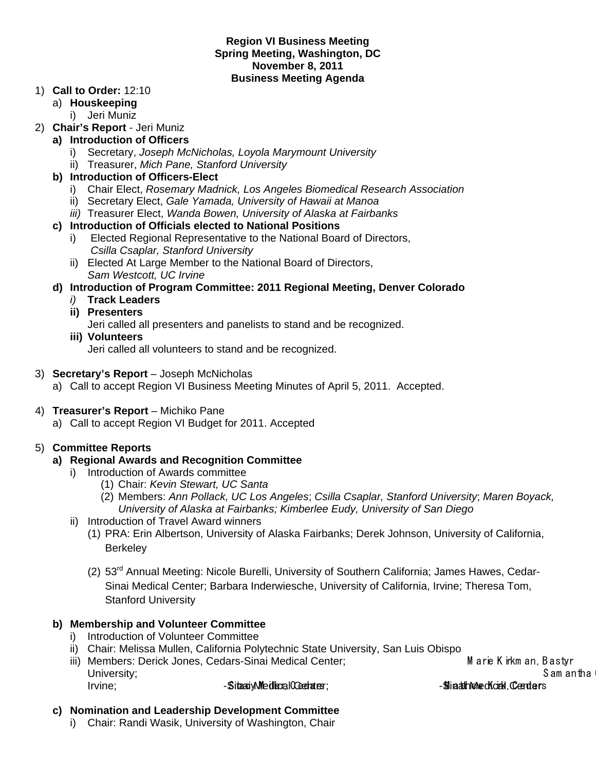**Region VI Business Meeting**
**Spring Meeting, Washington, DC**
**November 8, 2011**
**Business Meeting Agenda**

1) **Call to Order:** 12:10
   a) **Houskeeping**
      i) Jeri Muniz
2) **Chair's Report** - Jeri Muniz
   a) **Introduction of Officers**
      i) Secretary, *Joseph McNicholas, Loyola Marymount University*
      ii) Treasurer, *Mich Pane, Stanford University*
   b) **Introduction of Officers-Elect**
      i) Chair Elect, *Rosemary Madnick, Los Angeles Biomedical Research Association*
      ii) Secretary Elect, *Gale Yamada, University of Hawaii at Manoa*
      iii) Treasurer Elect, *Wanda Bowen, University of Alaska at Fairbanks*
   c) **Introduction of Officials elected to National Positions**
      i) Elected Regional Representative to the National Board of Directors, *Csilla Csaplar, Stanford University*
      ii) Elected At Large Member to the National Board of Directors, *Sam Westcott, UC Irvine*
   d) **Introduction of Program Committee: 2011 Regional Meeting, Denver Colorado**
      i) **Track Leaders**
      ii) **Presenters**
         Jeri called all presenters and panelists to stand and be recognized.
      iii) **Volunteers**
         Jeri called all volunteers to stand and be recognized.

3) **Secretary's Report** – Joseph McNicholas
   a) Call to accept Region VI Business Meeting Minutes of April 5, 2011. Accepted.

4) **Treasurer's Report** – Michiko Pane
   a) Call to accept Region VI Budget for 2011. Accepted

5) **Committee Reports**
   a) **Regional Awards and Recognition Committee**
      i) Introduction of Awards committee
         (1) Chair: *Kevin Stewart, UC Santa*
         (2) Members: *Ann Pollack, UC Los Angeles*; *Csilla Csaplar, Stanford University*; *Maren Boyack, University of Alaska at Fairbanks; Kimberlee Eudy, University of San Diego*
      ii) Introduction of Travel Award winners
         (1) PRA: Erin Albertson, University of Alaska Fairbanks; Derek Johnson, University of California, Berkeley
         (2) 53rd Annual Meeting: Nicole Burelli, University of Southern California; James Hawes, Cedar-Sinai Medical Center; Barbara Inderwiesche, University of California, Irvine; Theresa Tom, Stanford University

   b) **Membership and Volunteer Committee**
      i) Introduction of Volunteer Committee
      ii) Chair: Melissa Mullen, California Polytechnic State University, San Luis Obispo
      iii) Members: Derick Jones, Cedars-Sinai Medical Center; Marie Kirkman, Bastyr University; Samantha ... Irvine; ...Sinai Medical Center; ...Sinai Medical Center

   c) **Nomination and Leadership Development Committee**
      i) Chair: Randi Wasik, University of Washington, Chair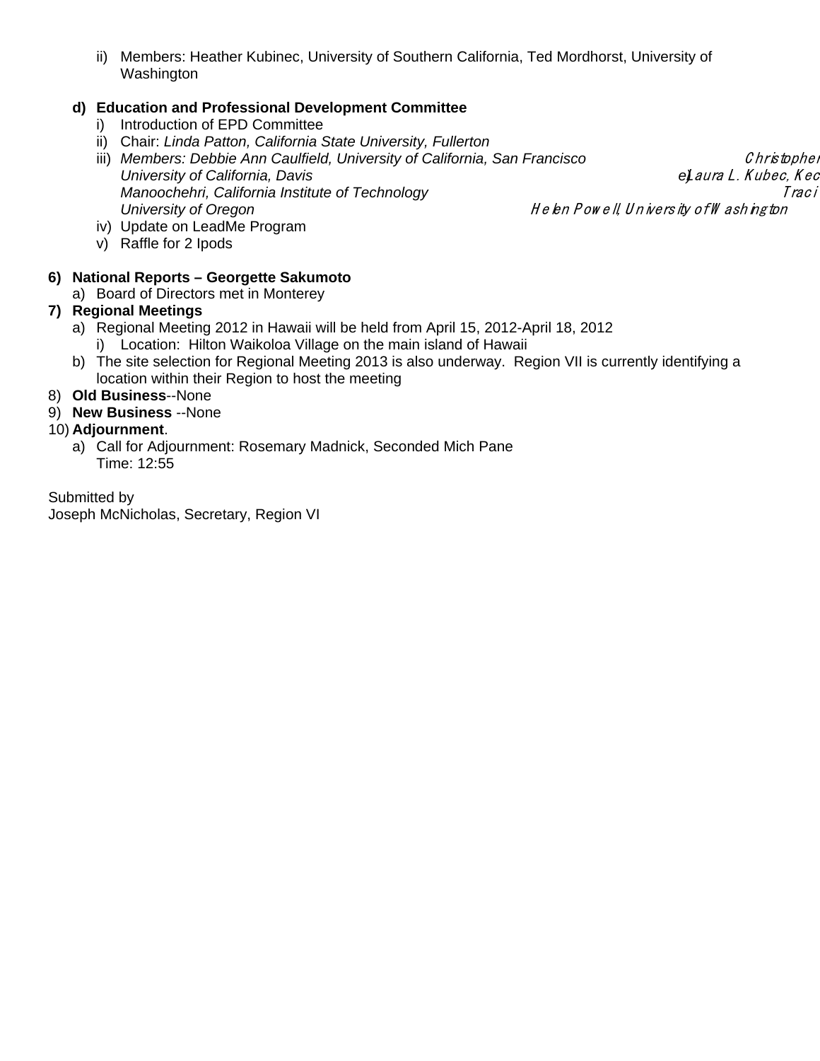ii) Members: Heather Kubinec, University of Southern California, Ted Mordhorst, University of Washington

**d) Education and Professional Development Committee**

i) Introduction of EPD Committee

ii) Chair: *Linda Patton, California State University, Fullerton*

iii) *Members: Debbie Ann Caulfield, University of California, San Francisco Christopher University of California, Davis eLaura L. Kubec, Kec Manoochehri, California Institute of Technology Traci University of Oregon Helen Powell, University of Washington*

iv) Update on LeadMe Program

v) Raffle for 2 Ipods

**6) National Reports – Georgette Sakumoto**

a) Board of Directors met in Monterey

**7) Regional Meetings**

a) Regional Meeting 2012 in Hawaii will be held from April 15, 2012-April 18, 2012

i) Location: Hilton Waikoloa Village on the main island of Hawaii

b) The site selection for Regional Meeting 2013 is also underway. Region VII is currently identifying a location within their Region to host the meeting

8) **Old Business**--None

9) **New Business** --None

10) **Adjournment**.

a) Call for Adjournment: Rosemary Madnick, Seconded Mich Pane
Time: 12:55

Submitted by
Joseph McNicholas, Secretary, Region VI